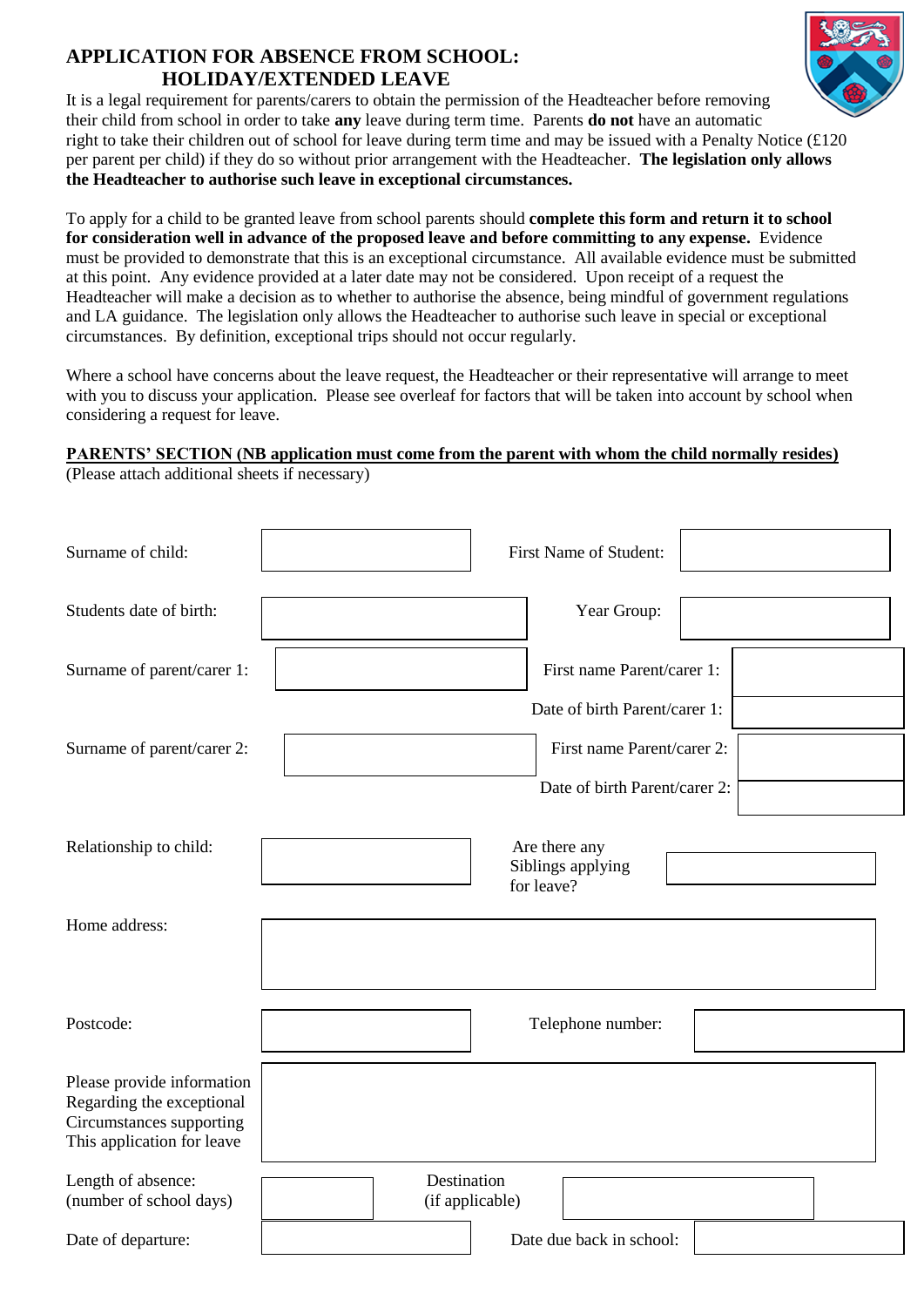# APPLICATION FOR ABSENCE FROM SCHOOL: HOLIDAY/EXTENDED LEAVE

It is a legal requirement for parents/carers to obtain the permission of the Headteacher before removing their child from school in order to take **any** leave during term time. Parents **do not** have an automatic right to take their children out of school for leave during term time and may be issued with a Penalty Notice (£120 per parent per child) if they do so without prior arrangement with the Headteacher. **The legislation only allows the Headteacher to authorise such leave in exceptional circumstances.**

To apply for a child to be granted leave from school parents should **complete this form and return it to school for consideration well in advance of the proposed leave and before committing to any expense.** Evidence must be provided to demonstrate that this is an exceptional circumstance. All available evidence must be submitted at this point. Any evidence provided at a later date may not be considered. Upon receipt of a request the Headteacher will make a decision as to whether to authorise the absence, being mindful of government regulations and LA guidance. The legislation only allows the Headteacher to authorise such leave in special or exceptional circumstances. By definition, exceptional trips should not occur regularly.

Where a school have concerns about the leave request, the Headteacher or their representative will arrange to meet with you to discuss your application. Please see overleaf for factors that will be taken into account by school when considering a request for leave.

**PARENTS' SECTION (NB application must come from the parent with whom the child normally resides)**
(Please attach additional sheets if necessary)

| | | | |
|---|---|---|---|
| Surname of child: | | First Name of Student: | |
| Students date of birth: | | Year Group: | |
| Surname of parent/carer 1: | | First name Parent/carer 1: | |
| | | Date of birth Parent/carer 1: | |
| Surname of parent/carer 2: | | First name Parent/carer 2: | |
| | | Date of birth Parent/carer 2: | |
| Relationship to child: | | Are there any Siblings applying for leave? | |
| Home address: | | | |
| Postcode: | | Telephone number: | |
| Please provide information Regarding the exceptional Circumstances supporting This application for leave | | | |
| Length of absence: (number of school days) | | Destination (if applicable) | |
| Date of departure: | | Date due back in school: | |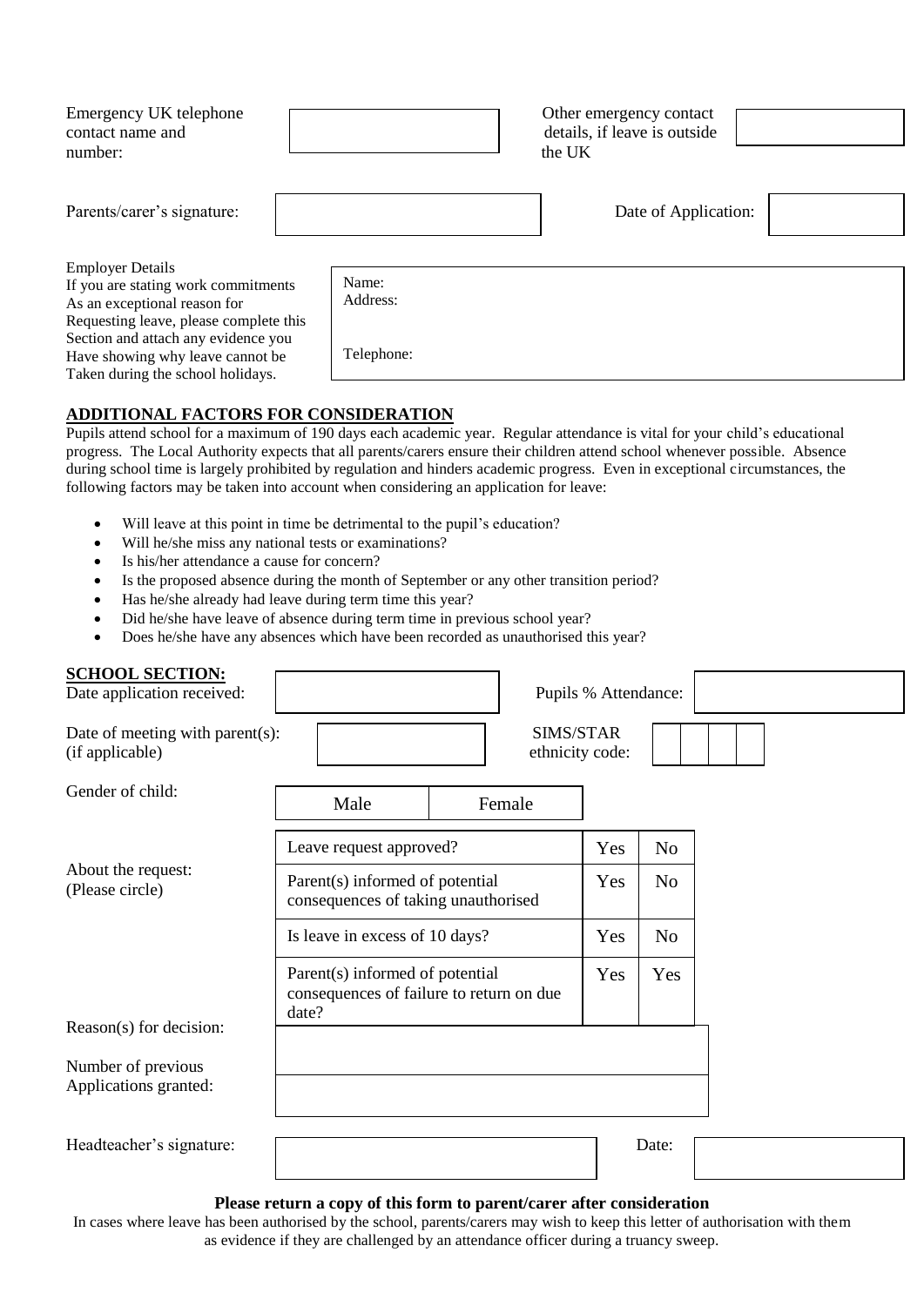| | | | |
|---|---|---|---|
| Emergency UK telephone contact name and number: | | Other emergency contact details, if leave is outside the UK | |
| Parents/carer's signature: | | Date of Application: | |

| | |
|---|---|
| Employer Details<br>If you are stating work commitments As an exceptional reason for Requesting leave, please complete this Section and attach any evidence you Have showing why leave cannot be Taken during the school holidays. | Name:<br>Address:<br><br>Telephone: |

**ADDITIONAL FACTORS FOR CONSIDERATION**

Pupils attend school for a maximum of 190 days each academic year. Regular attendance is vital for your child's educational progress. The Local Authority expects that all parents/carers ensure their children attend school whenever possible. Absence during school time is largely prohibited by regulation and hinders academic progress. Even in exceptional circumstances, the following factors may be taken into account when considering an application for leave:

- Will leave at this point in time be detrimental to the pupil's education?
- Will he/she miss any national tests or examinations?
- Is his/her attendance a cause for concern?
- Is the proposed absence during the month of September or any other transition period?
- Has he/she already had leave during term time this year?
- Did he/she have leave of absence during term time in previous school year?
- Does he/she have any absences which have been recorded as unauthorised this year?

**SCHOOL SECTION:**

| | | | |
|---|---|---|---|
| Date application received: | | Pupils % Attendance: | |
| Date of meeting with parent(s): (if applicable) | | SIMS/STAR ethnicity code: | |

| | | |
|---|---|---|
| Gender of child: | Male | Female |

| | | | |
|---|---|---|---|
| About the request: (Please circle) | Leave request approved? | Yes | No |
| | Parent(s) informed of potential consequences of taking unauthorised | Yes | No |
| | Is leave in excess of 10 days? | Yes | No |
| | Parent(s) informed of potential consequences of failure to return on due date? | Yes | Yes |
| Reason(s) for decision: | | | |
| Number of previous Applications granted: | | | |

| | | | |
|---|---|---|---|
| Headteacher's signature: | | Date: | |

**Please return a copy of this form to parent/carer after consideration**

In cases where leave has been authorised by the school, parents/carers may wish to keep this letter of authorisation with them as evidence if they are challenged by an attendance officer during a truancy sweep.